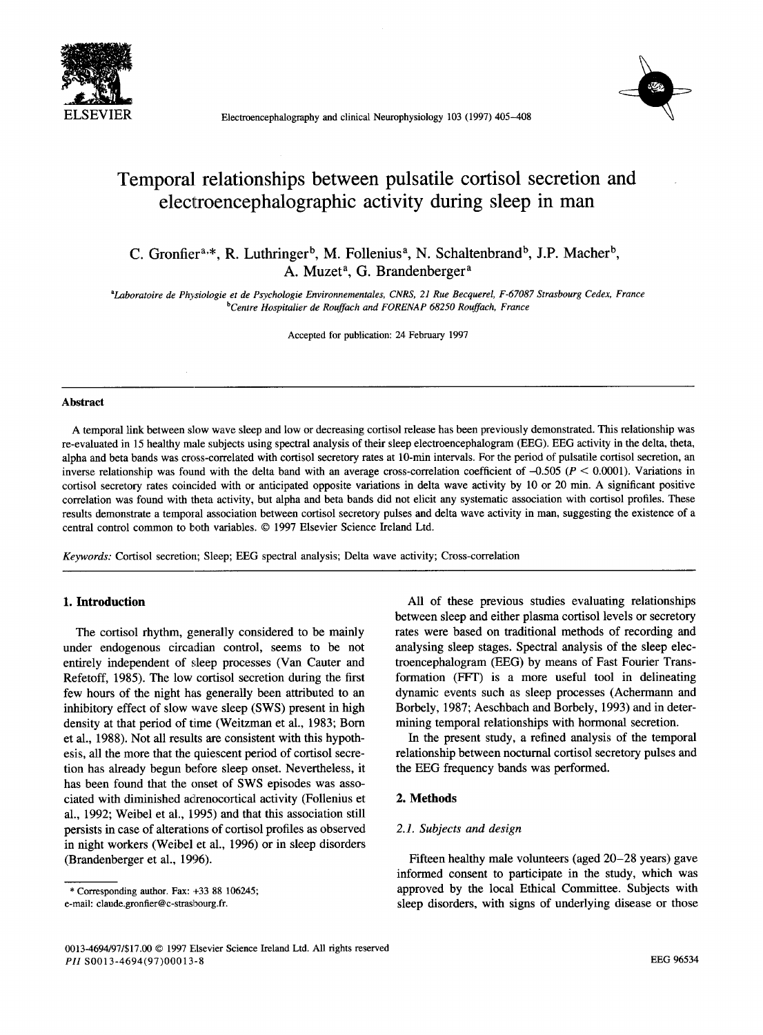# Temporal relationships between pulsatile cortisol secretion and electroencephalographic activity during sleep in man

C. Gronfier[a,*], R. Luthringer[b], M. Follenius[a], N. Schaltenbrand[b], J.P. Macher[b], A. Muzet[a], G. Brandenberger[a]

[a]Laboratoire de Physiologie et de Psychologie Environnementales, CNRS, 21 Rue Becquerel, F-67087 Strasbourg Cedex, France
[b]Centre Hospitalier de Rouffach and FORENAP 68250 Rouffach, France

Accepted for publication: 24 February 1997

## Abstract

A temporal link between slow wave sleep and low or decreasing cortisol release has been previously demonstrated. This relationship was re-evaluated in 15 healthy male subjects using spectral analysis of their sleep electroencephalogram (EEG). EEG activity in the delta, theta, alpha and beta bands was cross-correlated with cortisol secretory rates at 10-min intervals. For the period of pulsatile cortisol secretion, an inverse relationship was found with the delta band with an average cross-correlation coefficient of –0.505 ($P < 0.0001$). Variations in cortisol secretory rates coincided with or anticipated opposite variations in delta wave activity by 10 or 20 min. A significant positive correlation was found with theta activity, but alpha and beta bands did not elicit any systematic association with cortisol profiles. These results demonstrate a temporal association between cortisol secretory pulses and delta wave activity in man, suggesting the existence of a central control common to both variables. © 1997 Elsevier Science Ireland Ltd.

*Keywords:* Cortisol secretion; Sleep; EEG spectral analysis; Delta wave activity; Cross-correlation

## 1. Introduction

The cortisol rhythm, generally considered to be mainly under endogenous circadian control, seems to be not entirely independent of sleep processes (Van Cauter and Refetoff, 1985). The low cortisol secretion during the first few hours of the night has generally been attributed to an inhibitory effect of slow wave sleep (SWS) present in high density at that period of time (Weitzman et al., 1983; Born et al., 1988). Not all results are consistent with this hypothesis, all the more that the quiescent period of cortisol secretion has already begun before sleep onset. Nevertheless, it has been found that the onset of SWS episodes was associated with diminished adrenocortical activity (Follenius et al., 1992; Weibel et al., 1995) and that this association still persists in case of alterations of cortisol profiles as observed in night workers (Weibel et al., 1996) or in sleep disorders (Brandenberger et al., 1996).

All of these previous studies evaluating relationships between sleep and either plasma cortisol levels or secretory rates were based on traditional methods of recording and analysing sleep stages. Spectral analysis of the sleep electroencephalogram (EEG) by means of Fast Fourier Transformation (FFT) is a more useful tool in delineating dynamic events such as sleep processes (Achermann and Borbely, 1987; Aeschbach and Borbely, 1993) and in determining temporal relationships with hormonal secretion.

In the present study, a refined analysis of the temporal relationship between nocturnal cortisol secretory pulses and the EEG frequency bands was performed.

## 2. Methods

### 2.1. Subjects and design

Fifteen healthy male volunteers (aged 20–28 years) gave informed consent to participate in the study, which was approved by the local Ethical Committee. Subjects with sleep disorders, with signs of underlying disease or those

\* Corresponding author. Fax: +33 88 106245; e-mail: claude.gronfier@c-strasbourg.fr.

0013-4694/97/$17.00 © 1997 Elsevier Science Ireland Ltd. All rights reserved
PII S0013-4694(97)00013-8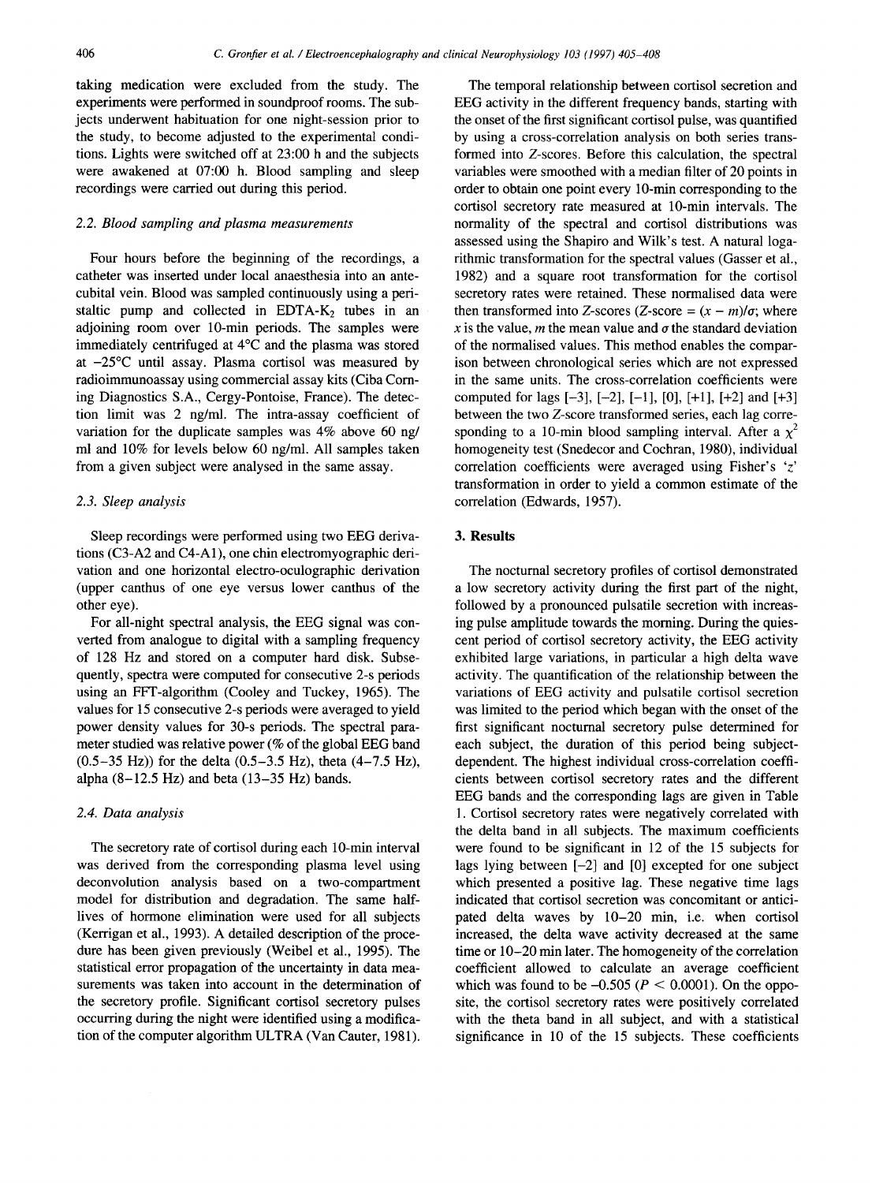taking medication were excluded from the study. The experiments were performed in soundproof rooms. The subjects underwent habituation for one night-session prior to the study, to become adjusted to the experimental conditions. Lights were switched off at 23:00 h and the subjects were awakened at 07:00 h. Blood sampling and sleep recordings were carried out during this period.

### 2.2. Blood sampling and plasma measurements

Four hours before the beginning of the recordings, a catheter was inserted under local anaesthesia into an antecubital vein. Blood was sampled continuously using a peristaltic pump and collected in EDTA-$K_2$ tubes in an adjoining room over 10-min periods. The samples were immediately centrifuged at 4°C and the plasma was stored at −25°C until assay. Plasma cortisol was measured by radioimmunoassay using commercial assay kits (Ciba Corning Diagnostics S.A., Cergy-Pontoise, France). The detection limit was 2 ng/ml. The intra-assay coefficient of variation for the duplicate samples was 4% above 60 ng/ml and 10% for levels below 60 ng/ml. All samples taken from a given subject were analysed in the same assay.

### 2.3. Sleep analysis

Sleep recordings were performed using two EEG derivations (C3-A2 and C4-A1), one chin electromyographic derivation and one horizontal electro-oculographic derivation (upper canthus of one eye versus lower canthus of the other eye).

For all-night spectral analysis, the EEG signal was converted from analogue to digital with a sampling frequency of 128 Hz and stored on a computer hard disk. Subsequently, spectra were computed for consecutive 2-s periods using an FFT-algorithm (Cooley and Tuckey, 1965). The values for 15 consecutive 2-s periods were averaged to yield power density values for 30-s periods. The spectral parameter studied was relative power (% of the global EEG band (0.5–35 Hz)) for the delta (0.5–3.5 Hz), theta (4–7.5 Hz), alpha (8–12.5 Hz) and beta (13–35 Hz) bands.

### 2.4. Data analysis

The secretory rate of cortisol during each 10-min interval was derived from the corresponding plasma level using deconvolution analysis based on a two-compartment model for distribution and degradation. The same half-lives of hormone elimination were used for all subjects (Kerrigan et al., 1993). A detailed description of the procedure has been given previously (Weibel et al., 1995). The statistical error propagation of the uncertainty in data measurements was taken into account in the determination of the secretory profile. Significant cortisol secretory pulses occurring during the night were identified using a modification of the computer algorithm ULTRA (Van Cauter, 1981).

The temporal relationship between cortisol secretion and EEG activity in the different frequency bands, starting with the onset of the first significant cortisol pulse, was quantified by using a cross-correlation analysis on both series transformed into Z-scores. Before this calculation, the spectral variables were smoothed with a median filter of 20 points in order to obtain one point every 10-min corresponding to the cortisol secretory rate measured at 10-min intervals. The normality of the spectral and cortisol distributions was assessed using the Shapiro and Wilk's test. A natural logarithmic transformation for the spectral values (Gasser et al., 1982) and a square root transformation for the cortisol secretory rates were retained. These normalised data were then transformed into Z-scores (Z-score $= (x - m)/\sigma$; where $x$ is the value, $m$ the mean value and $\sigma$ the standard deviation of the normalised values. This method enables the comparison between chronological series which are not expressed in the same units. The cross-correlation coefficients were computed for lags [−3], [−2], [−1], [0], [+1], [+2] and [+3] between the two Z-score transformed series, each lag corresponding to a 10-min blood sampling interval. After a $\chi^2$ homogeneity test (Snedecor and Cochran, 1980), individual correlation coefficients were averaged using Fisher's 'z' transformation in order to yield a common estimate of the correlation (Edwards, 1957).

## 3. Results

The nocturnal secretory profiles of cortisol demonstrated a low secretory activity during the first part of the night, followed by a pronounced pulsatile secretion with increasing pulse amplitude towards the morning. During the quiescent period of cortisol secretory activity, the EEG activity exhibited large variations, in particular a high delta wave activity. The quantification of the relationship between the variations of EEG activity and pulsatile cortisol secretion was limited to the period which began with the onset of the first significant nocturnal secretory pulse determined for each subject, the duration of this period being subject-dependent. The highest individual cross-correlation coefficients between cortisol secretory rates and the different EEG bands and the corresponding lags are given in Table 1. Cortisol secretory rates were negatively correlated with the delta band in all subjects. The maximum coefficients were found to be significant in 12 of the 15 subjects for lags lying between [−2] and [0] excepted for one subject which presented a positive lag. These negative time lags indicated that cortisol secretion was concomitant or anticipated delta waves by 10–20 min, i.e. when cortisol increased, the delta wave activity decreased at the same time or 10–20 min later. The homogeneity of the correlation coefficient allowed to calculate an average coefficient which was found to be −0.505 ($P < 0.0001$). On the opposite, the cortisol secretory rates were positively correlated with the theta band in all subject, and with a statistical significance in 10 of the 15 subjects. These coefficients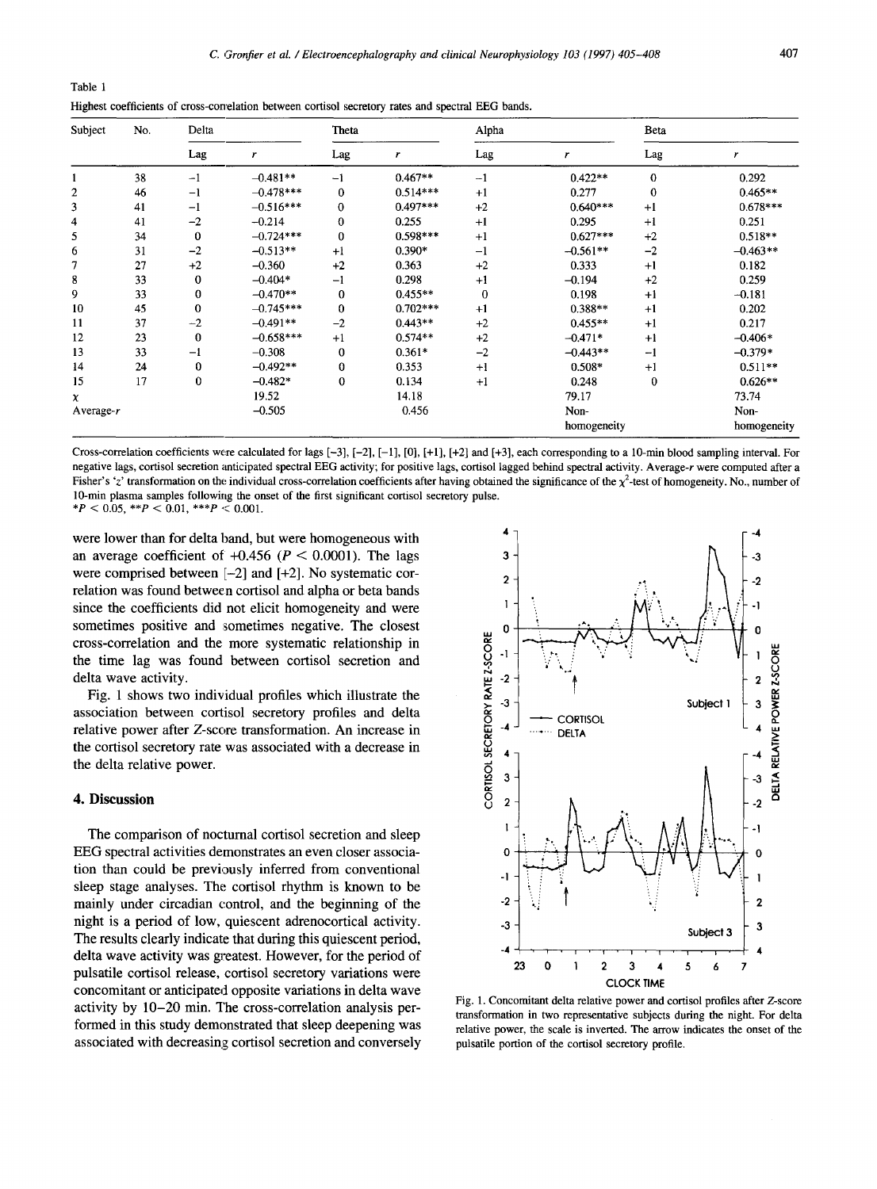Table 1

Highest coefficients of cross-correlation between cortisol secretory rates and spectral EEG bands.

| Subject | No. | Delta | | Theta | | Alpha | | Beta | |
|---|---|---|---|---|---|---|---|---|---|
| | | Lag | $r$ | Lag | $r$ | Lag | $r$ | Lag | $r$ |
| 1 | 38 | −1 | −0.481** | −1 | 0.467** | −1 | 0.422** | 0 | 0.292 |
| 2 | 46 | −1 | −0.478*** | 0 | 0.514*** | +1 | 0.277 | 0 | 0.465** |
| 3 | 41 | −1 | −0.516*** | 0 | 0.497*** | +2 | 0.640*** | +1 | 0.678*** |
| 4 | 41 | −2 | −0.214 | 0 | 0.255 | +1 | 0.295 | +1 | 0.251 |
| 5 | 34 | 0 | −0.724*** | 0 | 0.598*** | +1 | 0.627*** | +2 | 0.518** |
| 6 | 31 | −2 | −0.513** | +1 | 0.390* | −1 | −0.561** | −2 | −0.463** |
| 7 | 27 | +2 | −0.360 | +2 | 0.363 | +2 | 0.333 | +1 | 0.182 |
| 8 | 33 | 0 | −0.404* | −1 | 0.298 | +1 | −0.194 | +2 | 0.259 |
| 9 | 33 | 0 | −0.470** | 0 | 0.455** | 0 | 0.198 | +1 | −0.181 |
| 10 | 45 | 0 | −0.745*** | 0 | 0.702*** | +1 | 0.388** | +1 | 0.202 |
| 11 | 37 | −2 | −0.491** | −2 | 0.443** | +2 | 0.455** | +1 | 0.217 |
| 12 | 23 | 0 | −0.658*** | +1 | 0.574** | +2 | −0.471* | +1 | −0.406* |
| 13 | 33 | −1 | −0.308 | 0 | 0.361* | −2 | −0.443** | −1 | −0.379* |
| 14 | 24 | 0 | −0.492** | 0 | 0.353 | +1 | 0.508* | +1 | 0.511** |
| 15 | 17 | 0 | −0.482* | 0 | 0.134 | +1 | 0.248 | 0 | 0.626** |
| $\chi$ | | | 19.52 | | 14.18 | | 79.17 | | 73.74 |
| Average-$r$ | | | −0.505 | | 0.456 | | Non-homogeneity | | Non-homogeneity |

Cross-correlation coefficients were calculated for lags [−3], [−2], [−1], [0], [+1], [+2] and [+3], each corresponding to a 10-min blood sampling interval. For negative lags, cortisol secretion anticipated spectral EEG activity; for positive lags, cortisol lagged behind spectral activity. Average-$r$ were computed after a Fisher's '$z$' transformation on the individual cross-correlation coefficients after having obtained the significance of the $\chi^2$-test of homogeneity. No., number of 10-min plasma samples following the onset of the first significant cortisol secretory pulse.

*$P < 0.05$, **$P < 0.01$, ***$P < 0.001$.

were lower than for delta band, but were homogeneous with an average coefficient of +0.456 ($P < 0.0001$). The lags were comprised between [−2] and [+2]. No systematic correlation was found between cortisol and alpha or beta bands since the coefficients did not elicit homogeneity and were sometimes positive and sometimes negative. The closest cross-correlation and the more systematic relationship in the time lag was found between cortisol secretion and delta wave activity.

Fig. 1 shows two individual profiles which illustrate the association between cortisol secretory profiles and delta relative power after Z-score transformation. An increase in the cortisol secretory rate was associated with a decrease in the delta relative power.

## 4. Discussion

The comparison of nocturnal cortisol secretion and sleep EEG spectral activities demonstrates an even closer association than could be previously inferred from conventional sleep stage analyses. The cortisol rhythm is known to be mainly under circadian control, and the beginning of the night is a period of low, quiescent adrenocortical activity. The results clearly indicate that during this quiescent period, delta wave activity was greatest. However, for the period of pulsatile cortisol release, cortisol secretory variations were concomitant or anticipated opposite variations in delta wave activity by 10–20 min. The cross-correlation analysis performed in this study demonstrated that sleep deepening was associated with decreasing cortisol secretion and conversely

Fig. 1. Concomitant delta relative power and cortisol profiles after Z-score transformation in two representative subjects during the night. For delta relative power, the scale is inverted. The arrow indicates the onset of the pulsatile portion of the cortisol secretory profile.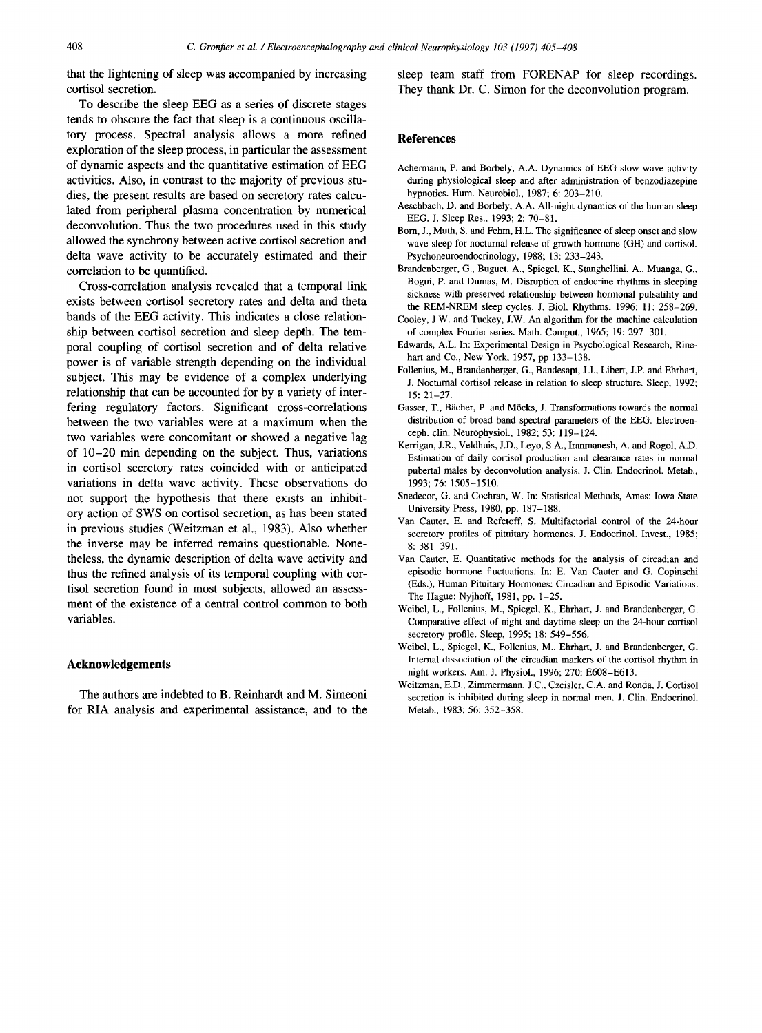that the lightening of sleep was accompanied by increasing cortisol secretion.

To describe the sleep EEG as a series of discrete stages tends to obscure the fact that sleep is a continuous oscillatory process. Spectral analysis allows a more refined exploration of the sleep process, in particular the assessment of dynamic aspects and the quantitative estimation of EEG activities. Also, in contrast to the majority of previous studies, the present results are based on secretory rates calculated from peripheral plasma concentration by numerical deconvolution. Thus the two procedures used in this study allowed the synchrony between active cortisol secretion and delta wave activity to be accurately estimated and their correlation to be quantified.

Cross-correlation analysis revealed that a temporal link exists between cortisol secretory rates and delta and theta bands of the EEG activity. This indicates a close relationship between cortisol secretion and sleep depth. The temporal coupling of cortisol secretion and of delta relative power is of variable strength depending on the individual subject. This may be evidence of a complex underlying relationship that can be accounted for by a variety of interfering regulatory factors. Significant cross-correlations between the two variables were at a maximum when the two variables were concomitant or showed a negative lag of 10–20 min depending on the subject. Thus, variations in cortisol secretory rates coincided with or anticipated variations in delta wave activity. These observations do not support the hypothesis that there exists an inhibitory action of SWS on cortisol secretion, as has been stated in previous studies (Weitzman et al., 1983). Also whether the inverse may be inferred remains questionable. Nonetheless, the dynamic description of delta wave activity and thus the refined analysis of its temporal coupling with cortisol secretion found in most subjects, allowed an assessment of the existence of a central control common to both variables.

## Acknowledgements

The authors are indebted to B. Reinhardt and M. Simeoni for RIA analysis and experimental assistance, and to the sleep team staff from FORENAP for sleep recordings. They thank Dr. C. Simon for the deconvolution program.

## References

Achermann, P. and Borbely, A.A. Dynamics of EEG slow wave activity during physiological sleep and after administration of benzodiazepine hypnotics. Hum. Neurobiol., 1987; 6: 203–210.

Aeschbach, D. and Borbely, A.A. All-night dynamics of the human sleep EEG. J. Sleep Res., 1993; 2: 70–81.

Born, J., Muth, S. and Fehm, H.L. The significance of sleep onset and slow wave sleep for nocturnal release of growth hormone (GH) and cortisol. Psychoneuroendocrinology, 1988; 13: 233–243.

Brandenberger, G., Buguet, A., Spiegel, K., Stanghellini, A., Muanga, G., Bogui, P. and Dumas, M. Disruption of endocrine rhythms in sleeping sickness with preserved relationship between hormonal pulsatility and the REM-NREM sleep cycles. J. Biol. Rhythms, 1996; 11: 258–269.

Cooley, J.W. and Tuckey, J.W. An algorithm for the machine calculation of complex Fourier series. Math. Comput., 1965; 19: 297–301.

Edwards, A.L. In: Experimental Design in Psychological Research, Rinehart and Co., New York, 1957, pp 133–138.

Follenius, M., Brandenberger, G., Bandesapt, J.J., Libert, J.P. and Ehrhart, J. Nocturnal cortisol release in relation to sleep structure. Sleep, 1992; 15: 21–27.

Gasser, T., Bächer, P. and Möcks, J. Transformations towards the normal distribution of broad band spectral parameters of the EEG. Electroenceph. clin. Neurophysiol., 1982; 53: 119–124.

Kerrigan, J.R., Veldhuis, J.D., Leyo, S.A., Iranmanesh, A. and Rogol, A.D. Estimation of daily cortisol production and clearance rates in normal pubertal males by deconvolution analysis. J. Clin. Endocrinol. Metab., 1993; 76: 1505–1510.

Snedecor, G. and Cochran, W. In: Statistical Methods, Ames: Iowa State University Press, 1980, pp. 187–188.

Van Cauter, E. and Refetoff, S. Multifactorial control of the 24-hour secretory profiles of pituitary hormones. J. Endocrinol. Invest., 1985; 8: 381–391.

Van Cauter, E. Quantitative methods for the analysis of circadian and episodic hormone fluctuations. In: E. Van Cauter and G. Copinschi (Eds.), Human Pituitary Hormones: Circadian and Episodic Variations. The Hague: Nyjhoff, 1981, pp. 1–25.

Weibel, L., Follenius, M., Spiegel, K., Ehrhart, J. and Brandenberger, G. Comparative effect of night and daytime sleep on the 24-hour cortisol secretory profile. Sleep, 1995; 18: 549–556.

Weibel, L., Spiegel, K., Follenius, M., Ehrhart, J. and Brandenberger, G. Internal dissociation of the circadian markers of the cortisol rhythm in night workers. Am. J. Physiol., 1996; 270: E608–E613.

Weitzman, E.D., Zimmermann, J.C., Czeisler, C.A. and Ronda, J. Cortisol secretion is inhibited during sleep in normal men. J. Clin. Endocrinol. Metab., 1983; 56: 352–358.